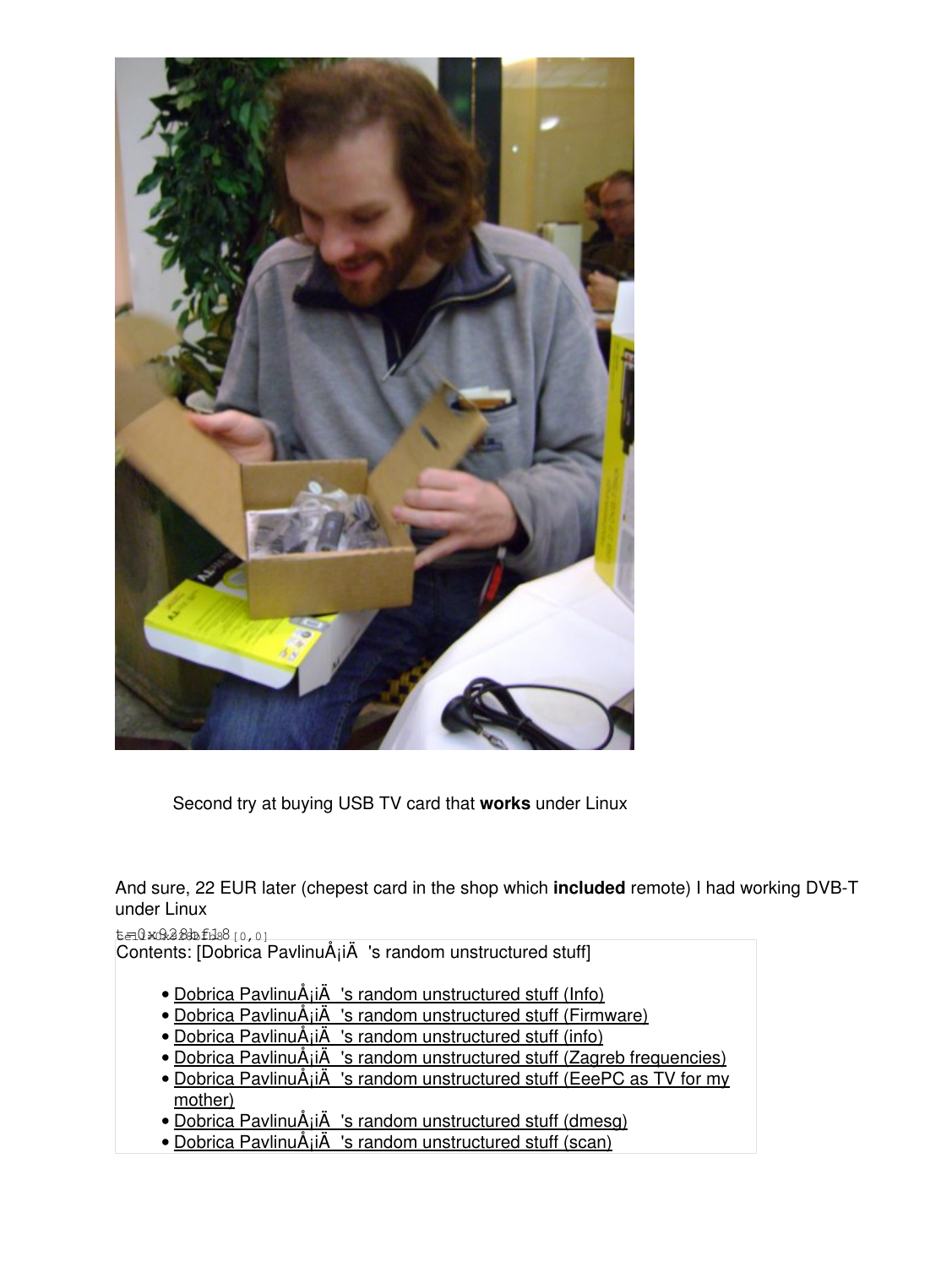Second try at buying USB TV card that **works** under Linux

And sure, 22 EUR later (chepest card in the shop which **included** remote) I had working DVB-T under Linux

Contents: [Dobrica PavlinuÅ¡iÄ 's random unstructured stuff]

- Dobrica PavlinuÅ¡iÄ 's random unstructured stuff (Info)
- Dobrica PavlinuÅ¡iÄ 's random unstructured stuff (Firmware)
- Dobrica PavlinuÅ¡iÄ 's random unstructured stuff (info)
- Dobrica PavlinuÅ¡iÄ 's random unstructured stuff (Zagreb frequencies)
- Dobrica PavlinuÅ¡iÄ 's random unstructured stuff (EeePC as TV for my mother)
- Dobrica PavlinuÅ¡iÄ 's random unstructured stuff (dmesg)
- Dobrica PavlinuÅ¡iÄ 's random unstructured stuff (scan)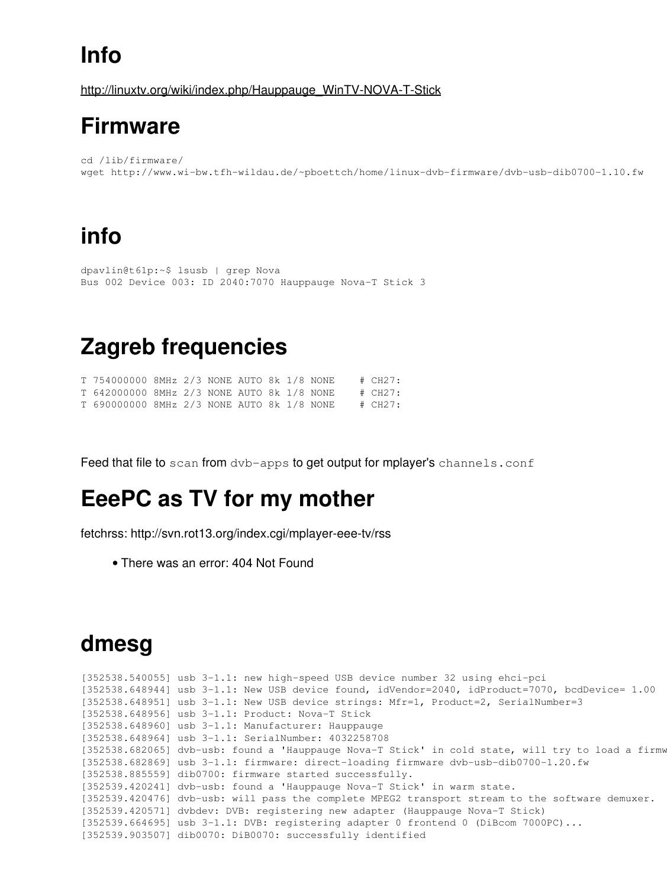## Info

http://linuxtv.org/wiki/index.php/Hauppauge_WinTV-NOVA-T-Stick

## Firmware

```
cd /lib/firmware/
wget http://www.wi-bw.tfh-wildau.de/~pboettch/home/linux-dvb-firmware/dvb-usb-dib0700-1.10.fw
```

## info

```
dpavlin@t61p:~$ lsusb | grep Nova
Bus 002 Device 003: ID 2040:7070 Hauppauge Nova-T Stick 3
```

## Zagreb frequencies

```
T 754000000 8MHz 2/3 NONE AUTO 8k 1/8 NONE    # CH27:
T 642000000 8MHz 2/3 NONE AUTO 8k 1/8 NONE    # CH27:
T 690000000 8MHz 2/3 NONE AUTO 8k 1/8 NONE    # CH27:
```

Feed that file to `scan` from `dvb-apps` to get output for mplayer's `channels.conf`

## EeePC as TV for my mother

fetchrss: http://svn.rot13.org/index.cgi/mplayer-eee-tv/rss

- There was an error: 404 Not Found

## dmesg

```
[352538.540055] usb 3-1.1: new high-speed USB device number 32 using ehci-pci
[352538.648944] usb 3-1.1: New USB device found, idVendor=2040, idProduct=7070, bcdDevice= 1.00
[352538.648951] usb 3-1.1: New USB device strings: Mfr=1, Product=2, SerialNumber=3
[352538.648956] usb 3-1.1: Product: Nova-T Stick
[352538.648960] usb 3-1.1: Manufacturer: Hauppauge
[352538.648964] usb 3-1.1: SerialNumber: 4032258708
[352538.682065] dvb-usb: found a 'Hauppauge Nova-T Stick' in cold state, will try to load a firmw
[352538.682869] usb 3-1.1: firmware: direct-loading firmware dvb-usb-dib0700-1.20.fw
[352538.885559] dib0700: firmware started successfully.
[352539.420241] dvb-usb: found a 'Hauppauge Nova-T Stick' in warm state.
[352539.420476] dvb-usb: will pass the complete MPEG2 transport stream to the software demuxer.
[352539.420571] dvbdev: DVB: registering new adapter (Hauppauge Nova-T Stick)
[352539.664695] usb 3-1.1: DVB: registering adapter 0 frontend 0 (DiBcom 7000PC)...
[352539.903507] dib0070: DiB0070: successfully identified
```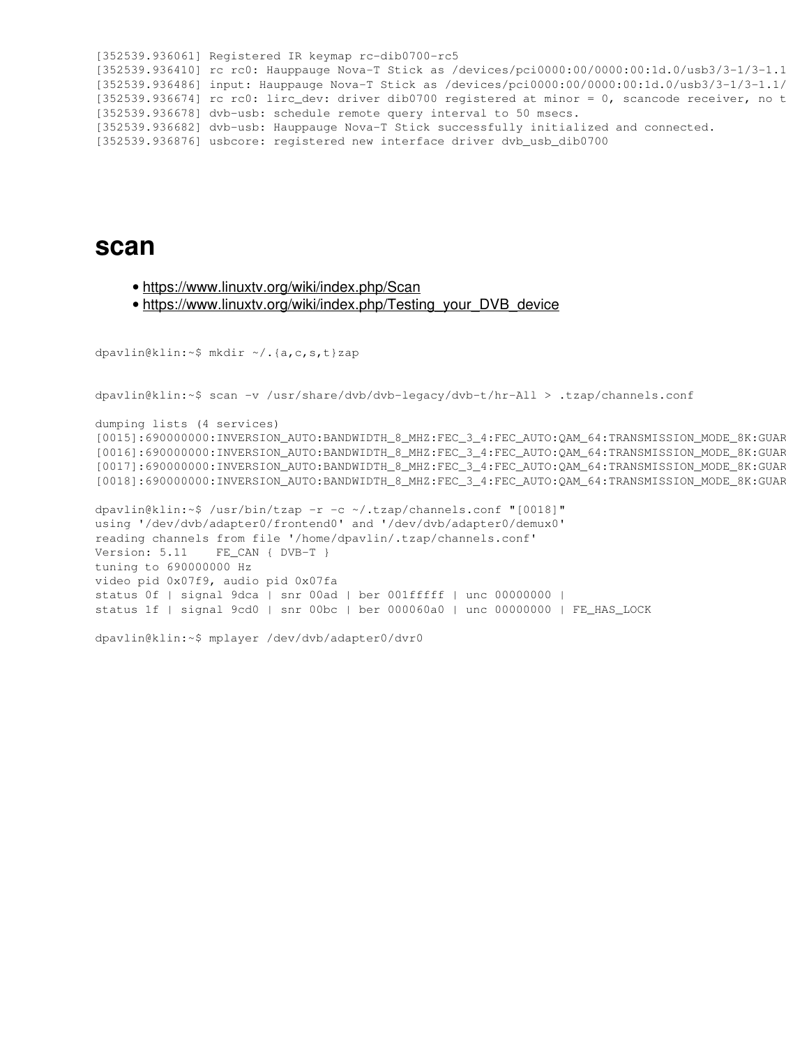```
[352539.936061] Registered IR keymap rc-dib0700-rc5
[352539.936410] rc rc0: Hauppauge Nova-T Stick as /devices/pci0000:00/0000:00:1d.0/usb3/3-1/3-1.1
[352539.936486] input: Hauppauge Nova-T Stick as /devices/pci0000:00/0000:00:1d.0/usb3/3-1/3-1.1/
[352539.936674] rc rc0: lirc_dev: driver dib0700 registered at minor = 0, scancode receiver, no t
[352539.936678] dvb-usb: schedule remote query interval to 50 msecs.
[352539.936682] dvb-usb: Hauppauge Nova-T Stick successfully initialized and connected.
[352539.936876] usbcore: registered new interface driver dvb_usb_dib0700
```

## scan

- https://www.linuxtv.org/wiki/index.php/Scan
- https://www.linuxtv.org/wiki/index.php/Testing_your_DVB_device

```
dpavlin@klin:~$ mkdir ~/.{a,c,s,t}zap
```

```
dpavlin@klin:~$ scan -v /usr/share/dvb/dvb-legacy/dvb-t/hr-All > .tzap/channels.conf

dumping lists (4 services)
[0015]:690000000:INVERSION_AUTO:BANDWIDTH_8_MHZ:FEC_3_4:FEC_AUTO:QAM_64:TRANSMISSION_MODE_8K:GUAR
[0016]:690000000:INVERSION_AUTO:BANDWIDTH_8_MHZ:FEC_3_4:FEC_AUTO:QAM_64:TRANSMISSION_MODE_8K:GUAR
[0017]:690000000:INVERSION_AUTO:BANDWIDTH_8_MHZ:FEC_3_4:FEC_AUTO:QAM_64:TRANSMISSION_MODE_8K:GUAR
[0018]:690000000:INVERSION_AUTO:BANDWIDTH_8_MHZ:FEC_3_4:FEC_AUTO:QAM_64:TRANSMISSION_MODE_8K:GUAR

dpavlin@klin:~$ /usr/bin/tzap -r -c ~/.tzap/channels.conf "[0018]"
using '/dev/dvb/adapter0/frontend0' and '/dev/dvb/adapter0/demux0'
reading channels from file '/home/dpavlin/.tzap/channels.conf'
Version: 5.11    FE_CAN { DVB-T }
tuning to 690000000 Hz
video pid 0x07f9, audio pid 0x07fa
status 0f | signal 9dca | snr 00ad | ber 001fffff | unc 00000000 |
status 1f | signal 9cd0 | snr 00bc | ber 000060a0 | unc 00000000 | FE_HAS_LOCK

dpavlin@klin:~$ mplayer /dev/dvb/adapter0/dvr0
```